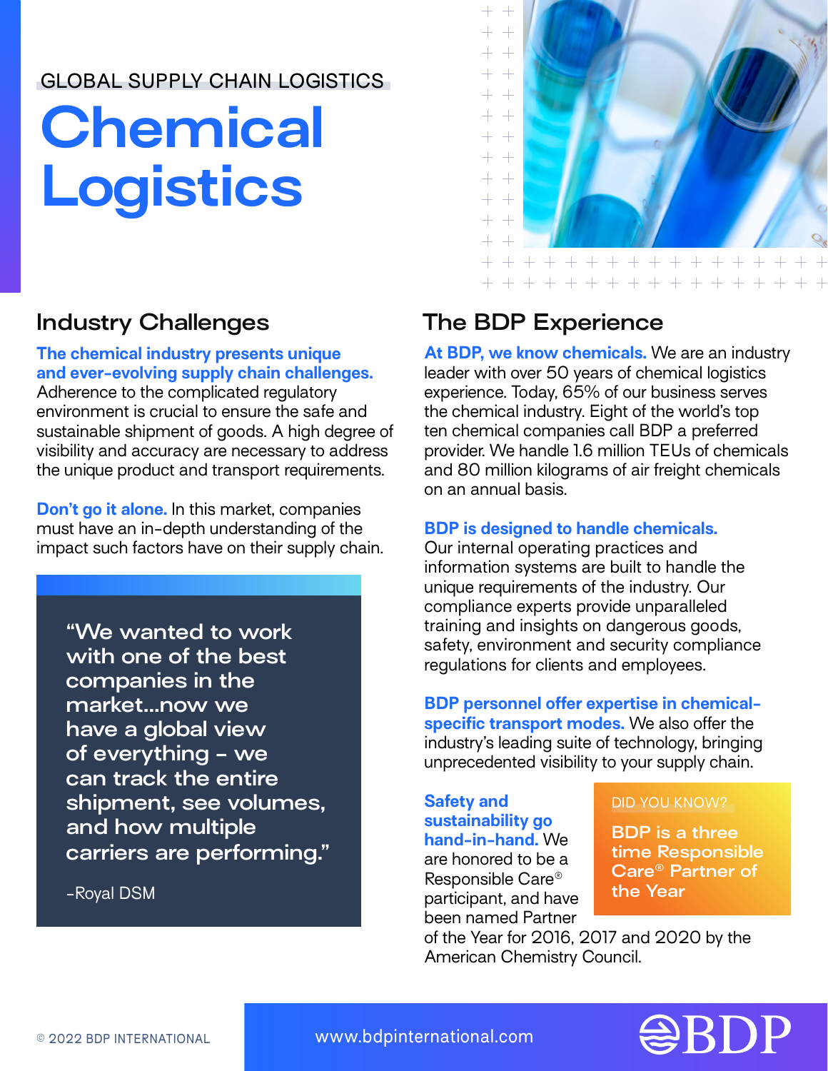GLOBAL SUPPLY CHAIN LOGISTICS

# Chemical Logistics

## Industry Challenges

**The chemical industry presents unique and ever-evolving supply chain challenges.** Adherence to the complicated regulatory environment is crucial to ensure the safe and sustainable shipment of goods. A high degree of visibility and accuracy are necessary to address the unique product and transport requirements.

**Don't go it alone.** In this market, companies must have an in-depth understanding of the impact such factors have on their supply chain.

> "We wanted to work with one of the best companies in the market...now we have a global view of everything – we can track the entire shipment, see volumes, and how multiple carriers are performing."
>
> -Royal DSM

## The BDP Experience

**At BDP, we know chemicals.** We are an industry leader with over 50 years of chemical logistics experience. Today, 65% of our business serves the chemical industry. Eight of the world's top ten chemical companies call BDP a preferred provider. We handle 1.6 million TEUs of chemicals and 80 million kilograms of air freight chemicals on an annual basis.

**BDP is designed to handle chemicals.** Our internal operating practices and information systems are built to handle the unique requirements of the industry. Our compliance experts provide unparalleled training and insights on dangerous goods, safety, environment and security compliance regulations for clients and employees.

**BDP personnel offer expertise in chemical-specific transport modes.** We also offer the industry's leading suite of technology, bringing unprecedented visibility to your supply chain.

**Safety and sustainability go hand-in-hand.** We are honored to be a Responsible Care® participant, and have been named Partner of the Year for 2016, 2017 and 2020 by the American Chemistry Council.

DID YOU KNOW?

**BDP is a three time Responsible Care® Partner of the Year**

© 2022 BDP INTERNATIONAL

www.bdpinternational.com

BDP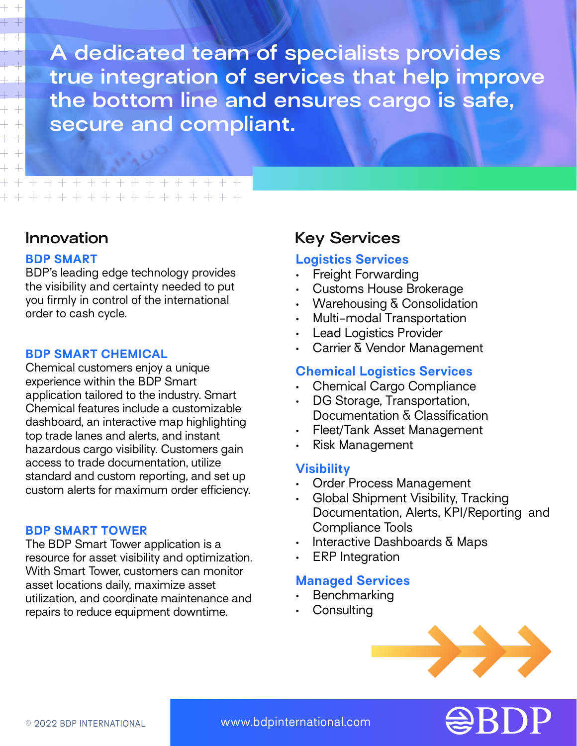# A dedicated team of specialists provides true integration of services that help improve the bottom line and ensures cargo is safe, secure and compliant.

## Innovation

### BDP SMART

BDP's leading edge technology provides the visibility and certainty needed to put you firmly in control of the international order to cash cycle.

### BDP SMART CHEMICAL

Chemical customers enjoy a unique experience within the BDP Smart application tailored to the industry. Smart Chemical features include a customizable dashboard, an interactive map highlighting top trade lanes and alerts, and instant hazardous cargo visibility. Customers gain access to trade documentation, utilize standard and custom reporting, and set up custom alerts for maximum order efficiency.

### BDP SMART TOWER

The BDP Smart Tower application is a resource for asset visibility and optimization. With Smart Tower, customers can monitor asset locations daily, maximize asset utilization, and coordinate maintenance and repairs to reduce equipment downtime.

## Key Services

### Logistics Services

- Freight Forwarding
- Customs House Brokerage
- Warehousing & Consolidation
- Multi-modal Transportation
- Lead Logistics Provider
- Carrier & Vendor Management

### Chemical Logistics Services

- Chemical Cargo Compliance
- DG Storage, Transportation, Documentation & Classification
- Fleet/Tank Asset Management
- Risk Management

### Visibility

- Order Process Management
- Global Shipment Visibility, Tracking Documentation, Alerts, KPI/Reporting and Compliance Tools
- Interactive Dashboards & Maps
- ERP Integration

### Managed Services

- Benchmarking
- Consulting

© 2022 BDP INTERNATIONAL

www.bdpinternational.com

BDP